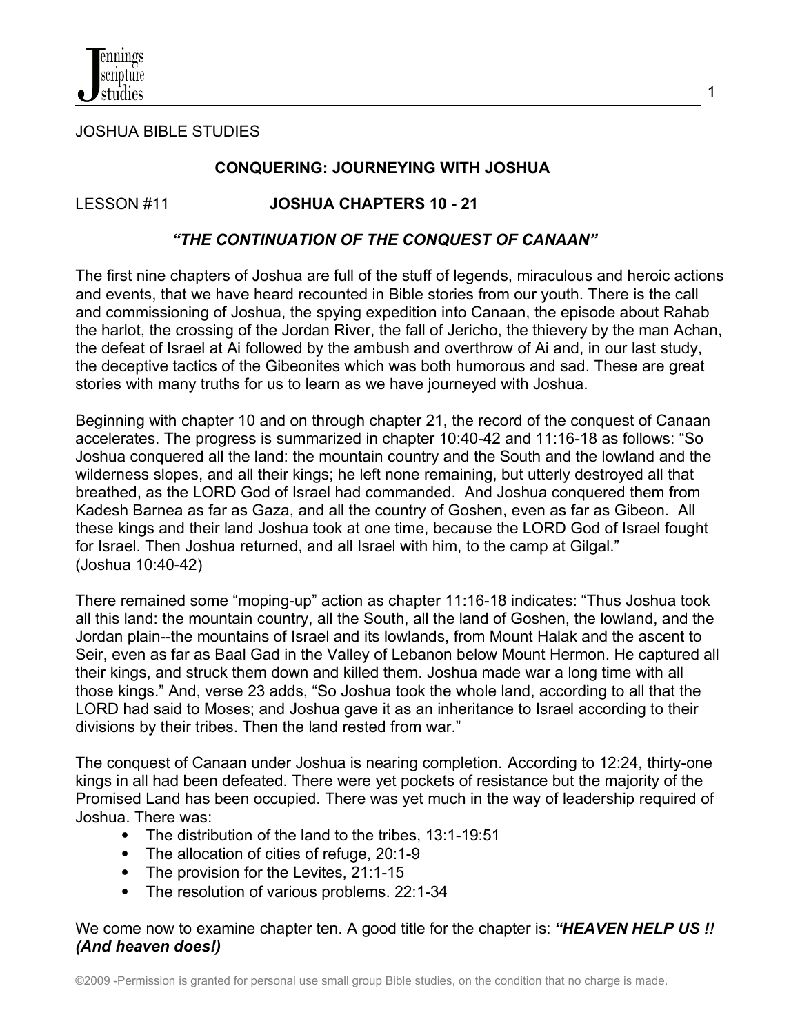JOSHUA BIBLE STUDIES

## CONQUERING: JOURNEYING WITH JOSHUA

LESSON #11 **JOSHUA CHAPTERS 10 - 21**

### *"THE CONTINUATION OF THE CONQUEST OF CANAAN"*

The first nine chapters of Joshua are full of the stuff of legends, miraculous and heroic actions and events, that we have heard recounted in Bible stories from our youth. There is the call and commissioning of Joshua, the spying expedition into Canaan, the episode about Rahab the harlot, the crossing of the Jordan River, the fall of Jericho, the thievery by the man Achan, the defeat of Israel at Ai followed by the ambush and overthrow of Ai and, in our last study, the deceptive tactics of the Gibeonites which was both humorous and sad. These are great stories with many truths for us to learn as we have journeyed with Joshua.

Beginning with chapter 10 and on through chapter 21, the record of the conquest of Canaan accelerates. The progress is summarized in chapter 10:40-42 and 11:16-18 as follows: "So Joshua conquered all the land: the mountain country and the South and the lowland and the wilderness slopes, and all their kings; he left none remaining, but utterly destroyed all that breathed, as the LORD God of Israel had commanded. And Joshua conquered them from Kadesh Barnea as far as Gaza, and all the country of Goshen, even as far as Gibeon. All these kings and their land Joshua took at one time, because the LORD God of Israel fought for Israel. Then Joshua returned, and all Israel with him, to the camp at Gilgal." (Joshua 10:40-42)

There remained some "moping-up" action as chapter 11:16-18 indicates: "Thus Joshua took all this land: the mountain country, all the South, all the land of Goshen, the lowland, and the Jordan plain--the mountains of Israel and its lowlands, from Mount Halak and the ascent to Seir, even as far as Baal Gad in the Valley of Lebanon below Mount Hermon. He captured all their kings, and struck them down and killed them. Joshua made war a long time with all those kings." And, verse 23 adds, "So Joshua took the whole land, according to all that the LORD had said to Moses; and Joshua gave it as an inheritance to Israel according to their divisions by their tribes. Then the land rested from war."

The conquest of Canaan under Joshua is nearing completion. According to 12:24, thirty-one kings in all had been defeated. There were yet pockets of resistance but the majority of the Promised Land has been occupied. There was yet much in the way of leadership required of Joshua. There was:

- The distribution of the land to the tribes, 13:1-19:51
- The allocation of cities of refuge, 20:1-9
- The provision for the Levites, 21:1-15
- The resolution of various problems. 22:1-34

We come now to examine chapter ten. A good title for the chapter is: ***"HEAVEN HELP US !! (And heaven does!)***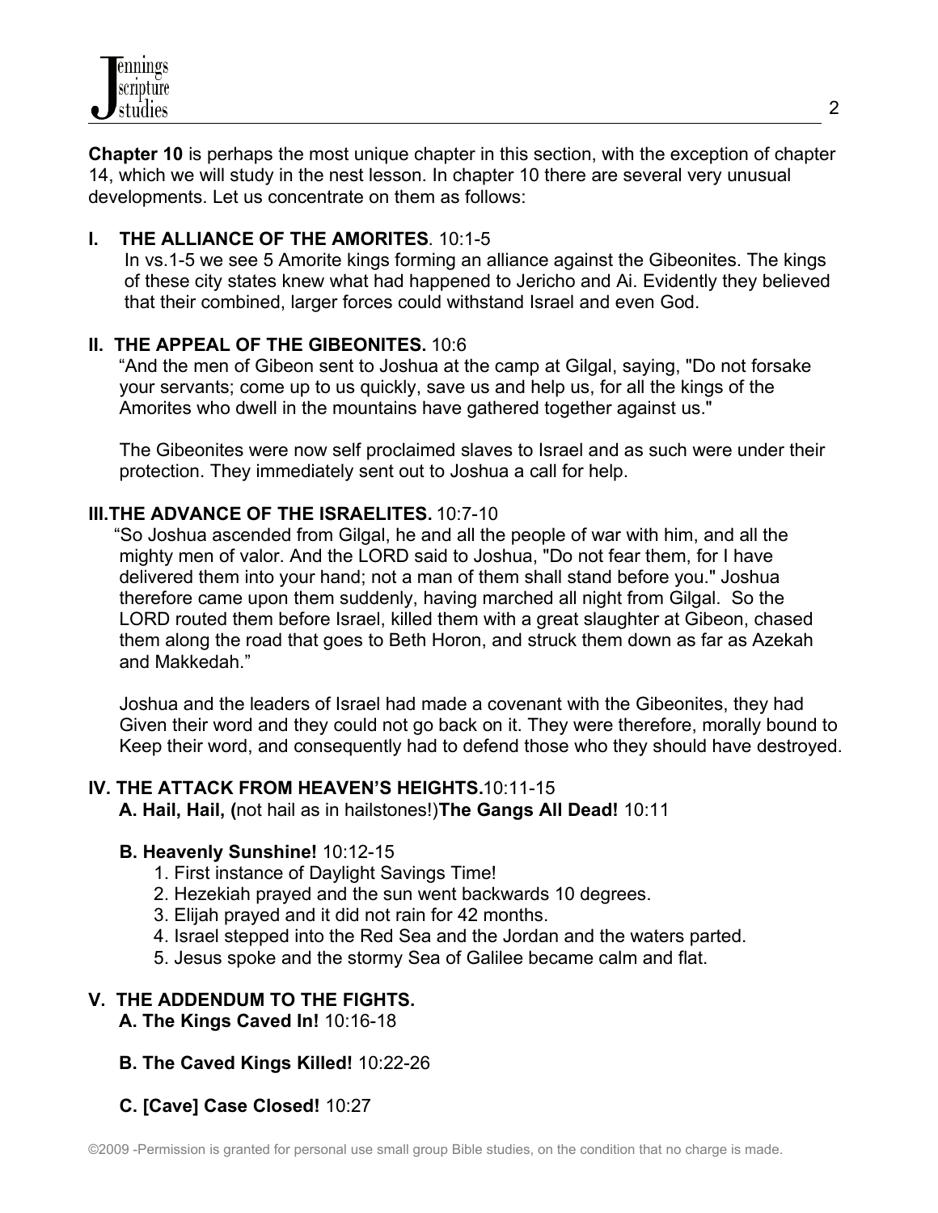**Chapter 10** is perhaps the most unique chapter in this section, with the exception of chapter 14, which we will study in the nest lesson. In chapter 10 there are several very unusual developments. Let us concentrate on them as follows:

## I. THE ALLIANCE OF THE AMORITES. 10:1-5

In vs.1-5 we see 5 Amorite kings forming an alliance against the Gibeonites. The kings of these city states knew what had happened to Jericho and Ai. Evidently they believed that their combined, larger forces could withstand Israel and even God.

## II. THE APPEAL OF THE GIBEONITES. 10:6

"And the men of Gibeon sent to Joshua at the camp at Gilgal, saying, "Do not forsake your servants; come up to us quickly, save us and help us, for all the kings of the Amorites who dwell in the mountains have gathered together against us."

The Gibeonites were now self proclaimed slaves to Israel and as such were under their protection. They immediately sent out to Joshua a call for help.

## III.THE ADVANCE OF THE ISRAELITES. 10:7-10

"So Joshua ascended from Gilgal, he and all the people of war with him, and all the mighty men of valor. And the LORD said to Joshua, "Do not fear them, for I have delivered them into your hand; not a man of them shall stand before you." Joshua therefore came upon them suddenly, having marched all night from Gilgal. So the LORD routed them before Israel, killed them with a great slaughter at Gibeon, chased them along the road that goes to Beth Horon, and struck them down as far as Azekah and Makkedah."

Joshua and the leaders of Israel had made a covenant with the Gibeonites, they had Given their word and they could not go back on it. They were therefore, morally bound to Keep their word, and consequently had to defend those who they should have destroyed.

## IV. THE ATTACK FROM HEAVEN'S HEIGHTS.10:11-15

**A. Hail, Hail, (**not hail as in hailstones!)**The Gangs All Dead!** 10:11

**B. Heavenly Sunshine!** 10:12-15

1. First instance of Daylight Savings Time!
2. Hezekiah prayed and the sun went backwards 10 degrees.
3. Elijah prayed and it did not rain for 42 months.
4. Israel stepped into the Red Sea and the Jordan and the waters parted.
5. Jesus spoke and the stormy Sea of Galilee became calm and flat.

## V. THE ADDENDUM TO THE FIGHTS.

**A. The Kings Caved In!** 10:16-18

**B. The Caved Kings Killed!** 10:22-26

**C. [Cave] Case Closed!** 10:27

©2009 -Permission is granted for personal use small group Bible studies, on the condition that no charge is made.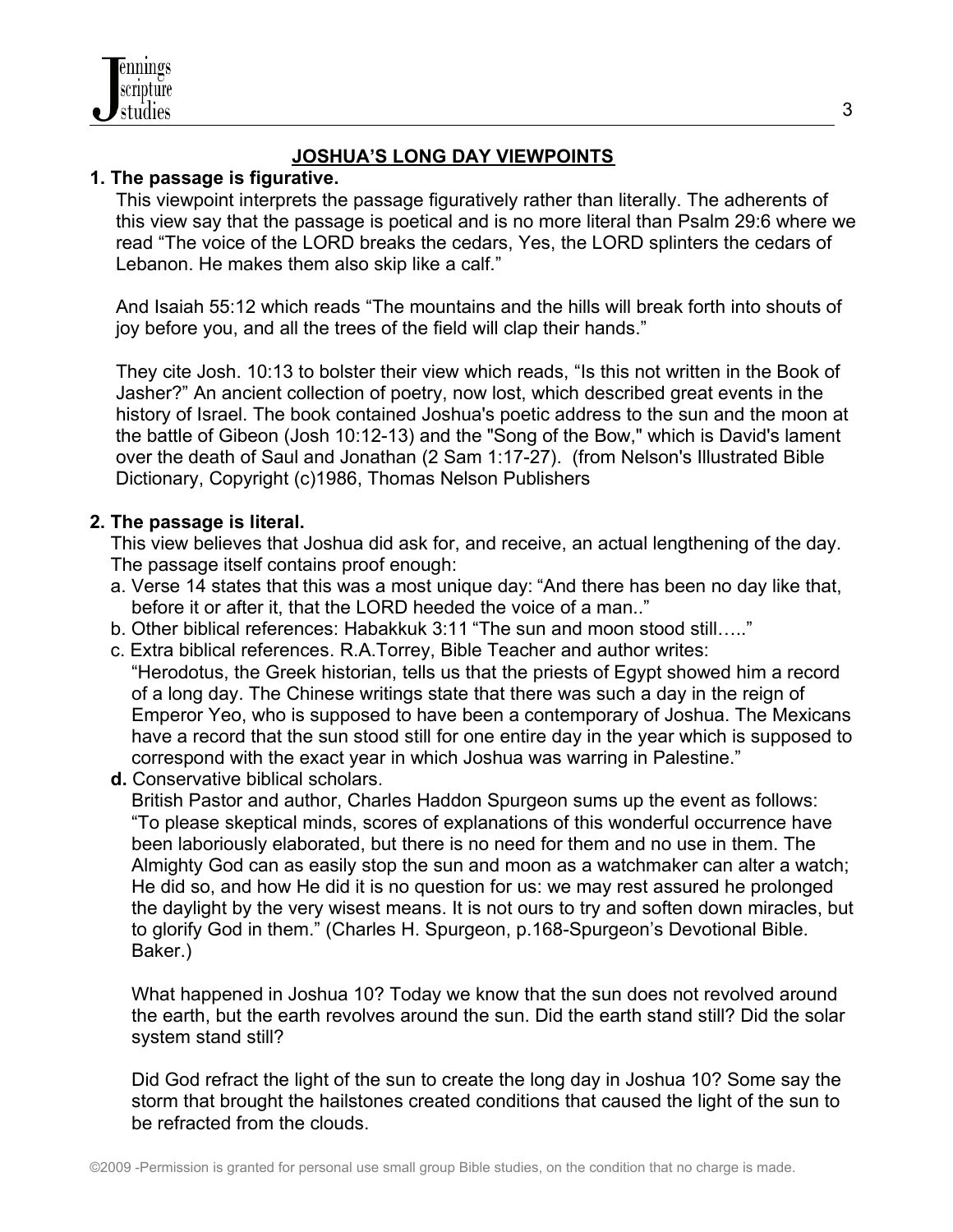## JOSHUA'S LONG DAY VIEWPOINTS

**1. The passage is figurative.**

This viewpoint interprets the passage figuratively rather than literally. The adherents of this view say that the passage is poetical and is no more literal than Psalm 29:6 where we read "The voice of the LORD breaks the cedars, Yes, the LORD splinters the cedars of Lebanon. He makes them also skip like a calf."

And Isaiah 55:12 which reads "The mountains and the hills will break forth into shouts of joy before you, and all the trees of the field will clap their hands."

They cite Josh. 10:13 to bolster their view which reads, "Is this not written in the Book of Jasher?" An ancient collection of poetry, now lost, which described great events in the history of Israel. The book contained Joshua's poetic address to the sun and the moon at the battle of Gibeon (Josh 10:12-13) and the "Song of the Bow," which is David's lament over the death of Saul and Jonathan (2 Sam 1:17-27). (from Nelson's Illustrated Bible Dictionary, Copyright (c)1986, Thomas Nelson Publishers

**2. The passage is literal.**

This view believes that Joshua did ask for, and receive, an actual lengthening of the day. The passage itself contains proof enough:

a. Verse 14 states that this was a most unique day: "And there has been no day like that, before it or after it, that the LORD heeded the voice of a man.."

b. Other biblical references: Habakkuk 3:11 "The sun and moon stood still….."

c. Extra biblical references. R.A.Torrey, Bible Teacher and author writes: "Herodotus, the Greek historian, tells us that the priests of Egypt showed him a record of a long day. The Chinese writings state that there was such a day in the reign of Emperor Yeo, who is supposed to have been a contemporary of Joshua. The Mexicans have a record that the sun stood still for one entire day in the year which is supposed to correspond with the exact year in which Joshua was warring in Palestine."

**d.** Conservative biblical scholars.
British Pastor and author, Charles Haddon Spurgeon sums up the event as follows: "To please skeptical minds, scores of explanations of this wonderful occurrence have been laboriously elaborated, but there is no need for them and no use in them. The Almighty God can as easily stop the sun and moon as a watchmaker can alter a watch; He did so, and how He did it is no question for us: we may rest assured he prolonged the daylight by the very wisest means. It is not ours to try and soften down miracles, but to glorify God in them." (Charles H. Spurgeon, p.168-Spurgeon's Devotional Bible. Baker.)

What happened in Joshua 10? Today we know that the sun does not revolved around the earth, but the earth revolves around the sun. Did the earth stand still? Did the solar system stand still?

Did God refract the light of the sun to create the long day in Joshua 10? Some say the storm that brought the hailstones created conditions that caused the light of the sun to be refracted from the clouds.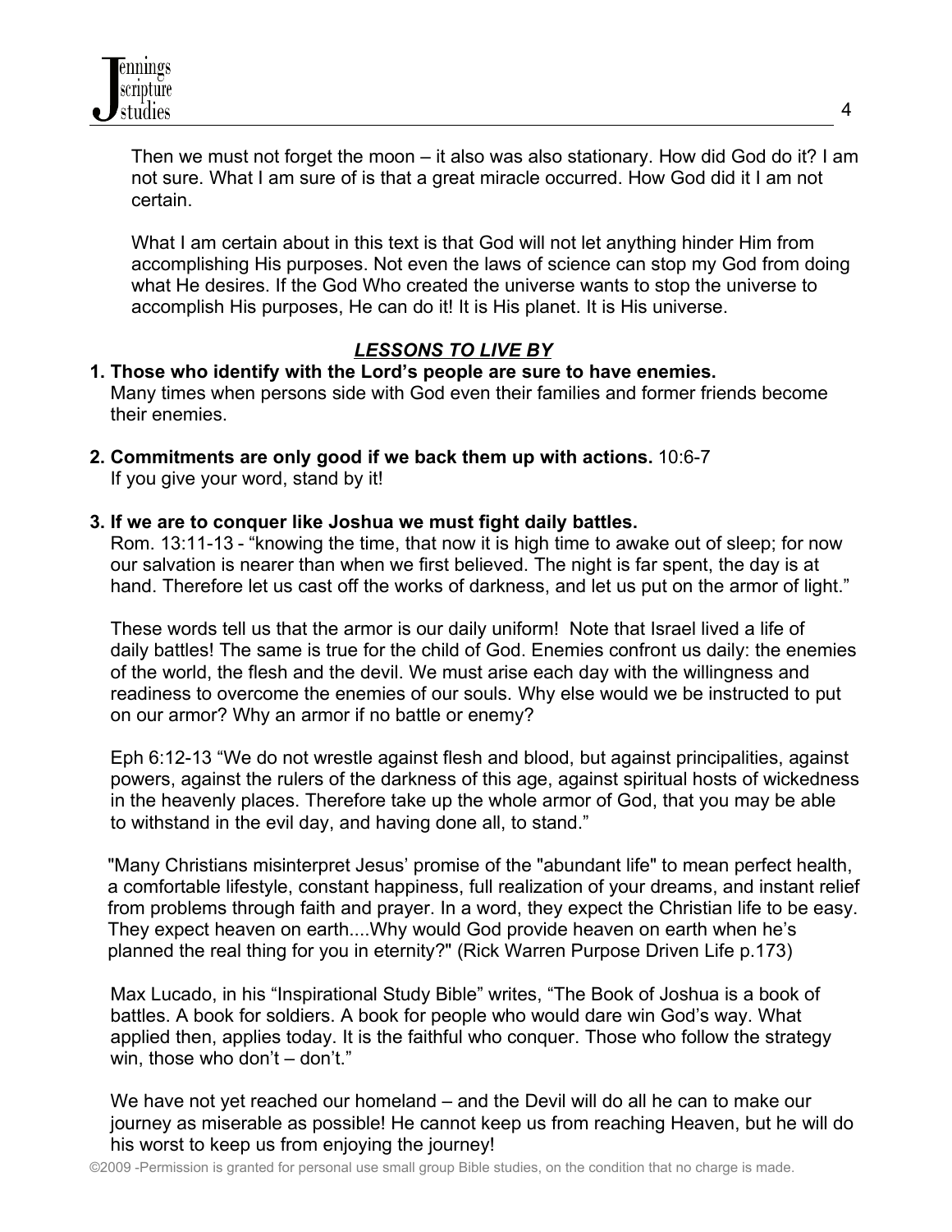Then we must not forget the moon – it also was also stationary. How did God do it? I am not sure. What I am sure of is that a great miracle occurred. How God did it I am not certain.

What I am certain about in this text is that God will not let anything hinder Him from accomplishing His purposes. Not even the laws of science can stop my God from doing what He desires. If the God Who created the universe wants to stop the universe to accomplish His purposes, He can do it! It is His planet. It is His universe.

## ***LESSONS TO LIVE BY***

1. **Those who identify with the Lord's people are sure to have enemies.**
   Many times when persons side with God even their families and former friends become their enemies.

2. **Commitments are only good if we back them up with actions.** 10:6-7
   If you give your word, stand by it!

3. **If we are to conquer like Joshua we must fight daily battles.**
   Rom. 13:11-13 - "knowing the time, that now it is high time to awake out of sleep; for now our salvation is nearer than when we first believed. The night is far spent, the day is at hand. Therefore let us cast off the works of darkness, and let us put on the armor of light."

   These words tell us that the armor is our daily uniform! Note that Israel lived a life of daily battles! The same is true for the child of God. Enemies confront us daily: the enemies of the world, the flesh and the devil. We must arise each day with the willingness and readiness to overcome the enemies of our souls. Why else would we be instructed to put on our armor? Why an armor if no battle or enemy?

   Eph 6:12-13 "We do not wrestle against flesh and blood, but against principalities, against powers, against the rulers of the darkness of this age, against spiritual hosts of wickedness in the heavenly places. Therefore take up the whole armor of God, that you may be able to withstand in the evil day, and having done all, to stand."

   "Many Christians misinterpret Jesus' promise of the "abundant life" to mean perfect health, a comfortable lifestyle, constant happiness, full realization of your dreams, and instant relief from problems through faith and prayer. In a word, they expect the Christian life to be easy. They expect heaven on earth....Why would God provide heaven on earth when he's planned the real thing for you in eternity?" (Rick Warren Purpose Driven Life p.173)

   Max Lucado, in his "Inspirational Study Bible" writes, "The Book of Joshua is a book of battles. A book for soldiers. A book for people who would dare win God's way. What applied then, applies today. It is the faithful who conquer. Those who follow the strategy win, those who don't – don't."

   We have not yet reached our homeland – and the Devil will do all he can to make our journey as miserable as possible! He cannot keep us from reaching Heaven, but he will do his worst to keep us from enjoying the journey!

©2009 -Permission is granted for personal use small group Bible studies, on the condition that no charge is made.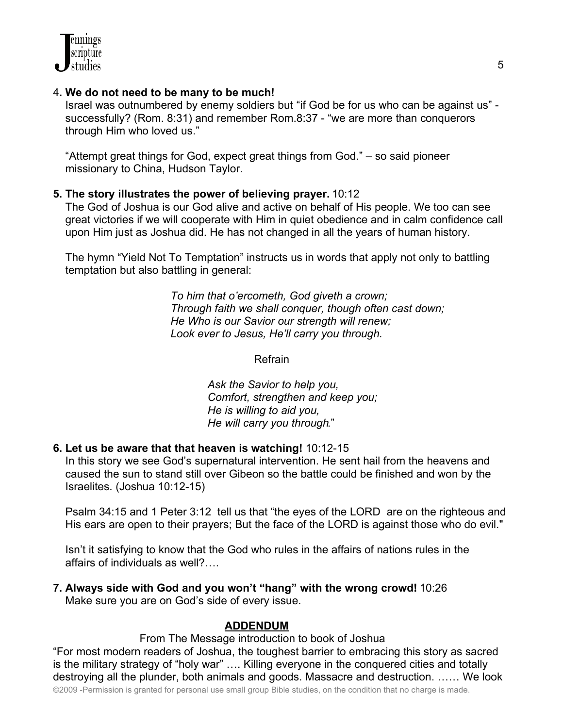4**. We do not need to be many to be much!**

Israel was outnumbered by enemy soldiers but "if God be for us who can be against us" - successfully? (Rom. 8:31) and remember Rom.8:37 - "we are more than conquerors through Him who loved us."

"Attempt great things for God, expect great things from God." – so said pioneer missionary to China, Hudson Taylor.

**5. The story illustrates the power of believing prayer.** 10:12

The God of Joshua is our God alive and active on behalf of His people. We too can see great victories if we will cooperate with Him in quiet obedience and in calm confidence call upon Him just as Joshua did. He has not changed in all the years of human history.

The hymn "Yield Not To Temptation" instructs us in words that apply not only to battling temptation but also battling in general:

> *To him that o'ercometh, God giveth a crown;*
> *Through faith we shall conquer, though often cast down;*
> *He Who is our Savior our strength will renew;*
> *Look ever to Jesus, He'll carry you through.*
>
> Refrain
>
> *Ask the Savior to help you,*
> *Comfort, strengthen and keep you;*
> *He is willing to aid you,*
> *He will carry you through*."

**6. Let us be aware that that heaven is watching!** 10:12-15

In this story we see God's supernatural intervention. He sent hail from the heavens and caused the sun to stand still over Gibeon so the battle could be finished and won by the Israelites. (Joshua 10:12-15)

Psalm 34:15 and 1 Peter 3:12 tell us that "the eyes of the LORD are on the righteous and His ears are open to their prayers; But the face of the LORD is against those who do evil."

Isn't it satisfying to know that the God who rules in the affairs of nations rules in the affairs of individuals as well?….

**7. Always side with God and you won't "hang" with the wrong crowd!** 10:26

Make sure you are on God's side of every issue.

## ADDENDUM

From The Message introduction to book of Joshua

"For most modern readers of Joshua, the toughest barrier to embracing this story as sacred is the military strategy of "holy war" …. Killing everyone in the conquered cities and totally destroying all the plunder, both animals and goods. Massacre and destruction. …… We look

©2009 -Permission is granted for personal use small group Bible studies, on the condition that no charge is made.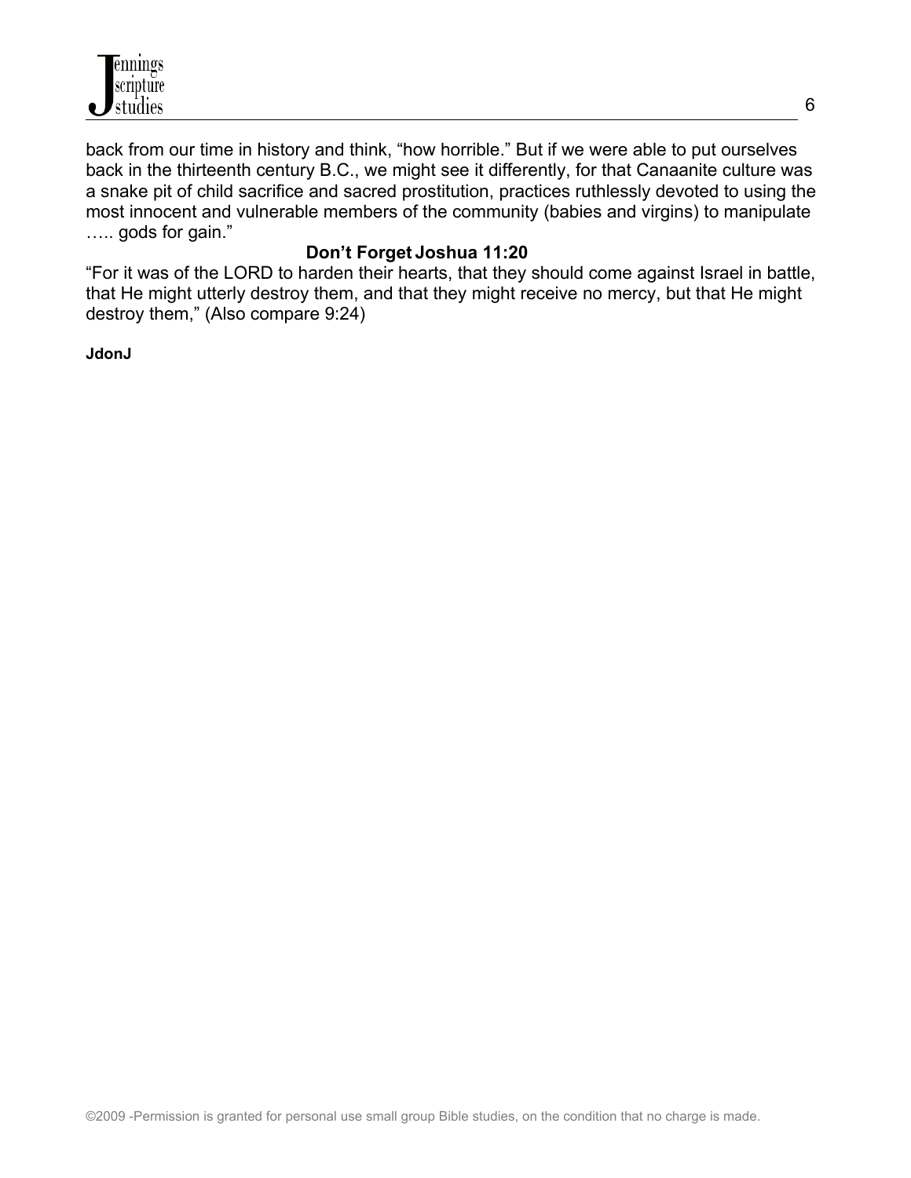back from our time in history and think, "how horrible." But if we were able to put ourselves back in the thirteenth century B.C., we might see it differently, for that Canaanite culture was a snake pit of child sacrifice and sacred prostitution, practices ruthlessly devoted to using the most innocent and vulnerable members of the community (babies and virgins) to manipulate ….. gods for gain."

**Don't Forget Joshua 11:20**

"For it was of the LORD to harden their hearts, that they should come against Israel in battle, that He might utterly destroy them, and that they might receive no mercy, but that He might destroy them," (Also compare 9:24)

**JdonJ**

©2009 -Permission is granted for personal use small group Bible studies, on the condition that no charge is made.